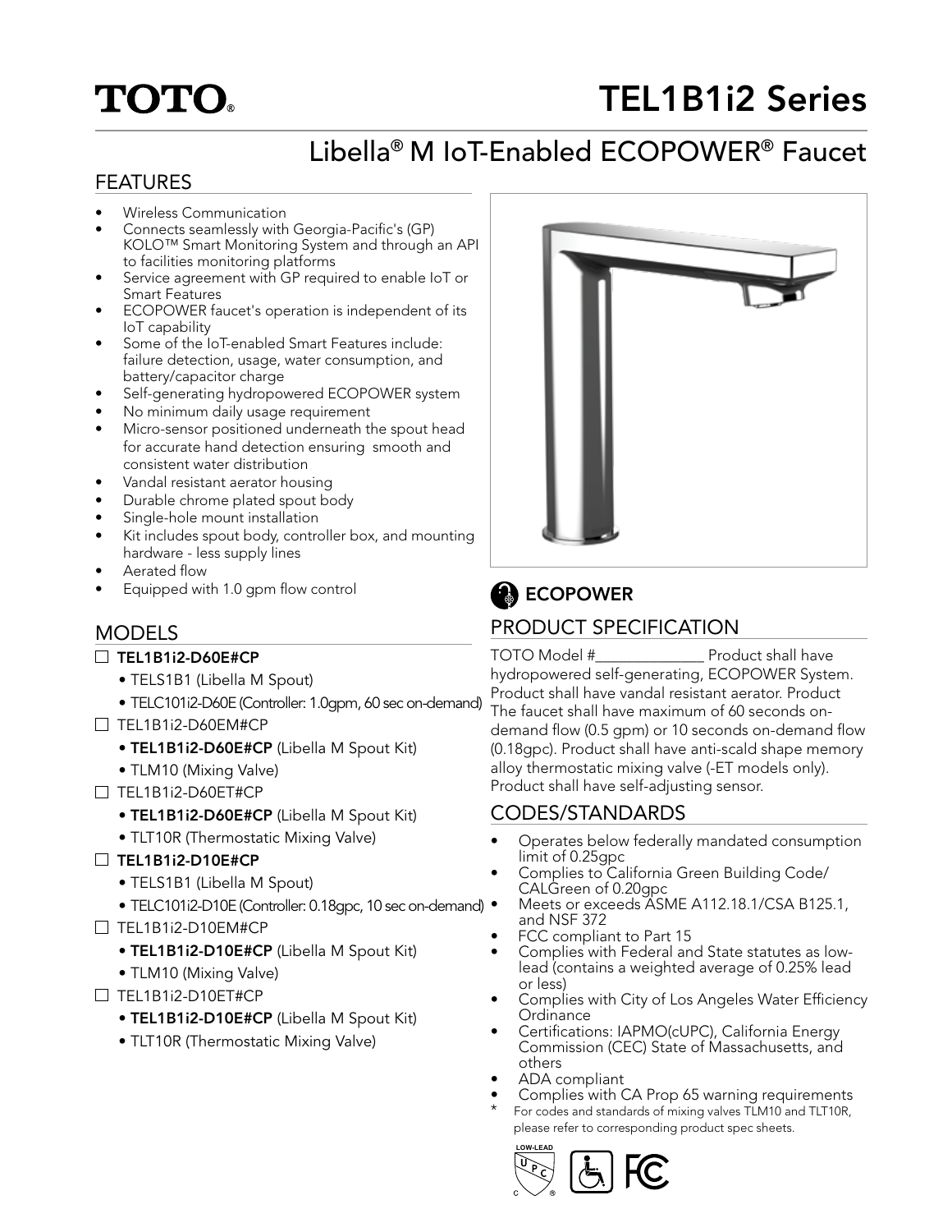TOTO®

# TEL1B1i2 Series

## Libella® M IoT-Enabled ECOPOWER® Faucet

### FEATURES

- Wireless Communication
- Connects seamlessly with Georgia-Pacific's (GP) KOLO™ Smart Monitoring System and through an API to facilities monitoring platforms
- Service agreement with GP required to enable IoT or Smart Features
- ECOPOWER faucet's operation is independent of its IoT capability
- Some of the IoT-enabled Smart Features include: failure detection, usage, water consumption, and battery/capacitor charge
- Self-generating hydropowered ECOPOWER system
- No minimum daily usage requirement
- Micro-sensor positioned underneath the spout head for accurate hand detection ensuring smooth and consistent water distribution
- Vandal resistant aerator housing
- Durable chrome plated spout body
- Single-hole mount installation
- Kit includes spout body, controller box, and mounting hardware - less supply lines
- Aerated flow
- Equipped with 1.0 gpm flow control

### MODELS

- ☐ **TEL1B1i2-D60E#CP**
  - TELS1B1 (Libella M Spout)
  - TELC101i2-D60E (Controller: 1.0gpm, 60 sec on-demand)
- ☐ TEL1B1i2-D60EM#CP
  - **TEL1B1i2-D60E#CP** (Libella M Spout Kit)
  - TLM10 (Mixing Valve)
- ☐ TEL1B1i2-D60ET#CP
  - **TEL1B1i2-D60E#CP** (Libella M Spout Kit)
  - TLT10R (Thermostatic Mixing Valve)
- ☐ **TEL1B1i2-D10E#CP**
  - TELS1B1 (Libella M Spout)
  - TELC101i2-D10E (Controller: 0.18gpc, 10 sec on-demand)
- ☐ TEL1B1i2-D10EM#CP
  - **TEL1B1i2-D10E#CP** (Libella M Spout Kit)
  - TLM10 (Mixing Valve)
- ☐ TEL1B1i2-D10ET#CP
  - **TEL1B1i2-D10E#CP** (Libella M Spout Kit)
  - TLT10R (Thermostatic Mixing Valve)

**ECOPOWER**

### PRODUCT SPECIFICATION

TOTO Model #______________ Product shall have hydropowered self-generating, ECOPOWER System. Product shall have vandal resistant aerator. Product The faucet shall have maximum of 60 seconds on-demand flow (0.5 gpm) or 10 seconds on-demand flow (0.18gpc). Product shall have anti-scald shape memory alloy thermostatic mixing valve (-ET models only). Product shall have self-adjusting sensor.

### CODES/STANDARDS

- Operates below federally mandated consumption limit of 0.25gpc
- Complies to California Green Building Code/ CALGreen of 0.20gpc
- Meets or exceeds ASME A112.18.1/CSA B125.1, and NSF 372
- FCC compliant to Part 15
- Complies with Federal and State statutes as low-lead (contains a weighted average of 0.25% lead or less)
- Complies with City of Los Angeles Water Efficiency Ordinance
- Certifications: IAPMO(cUPC), California Energy Commission (CEC) State of Massachusetts, and others
- ADA compliant
- Complies with CA Prop 65 warning requirements

\* For codes and standards of mixing valves TLM10 and TLT10R, please refer to corresponding product spec sheets.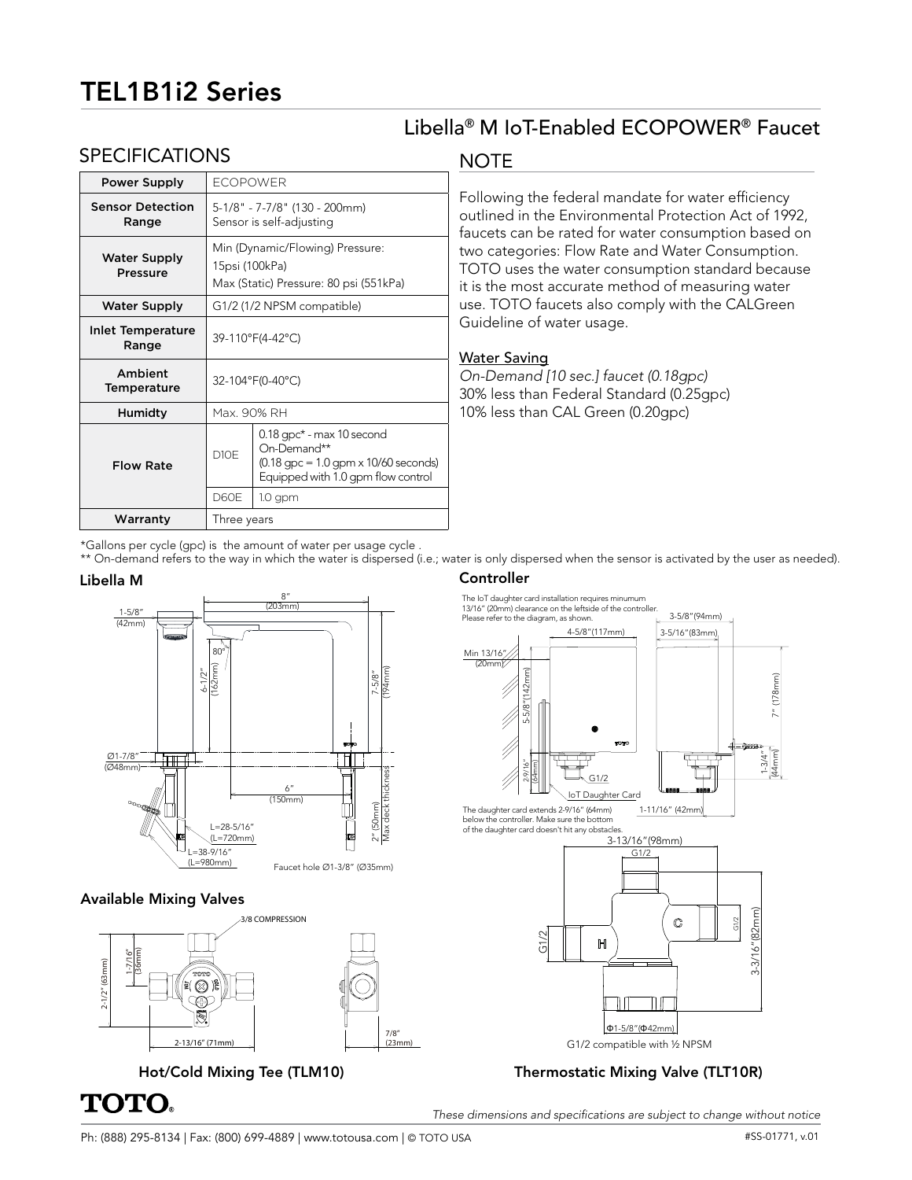# TEL1B1i2 Series

## Libella® M IoT-Enabled ECOPOWER® Faucet

## SPECIFICATIONS

| | | |
|---|---|---|
| **Power Supply** | ECOPOWER | |
| **Sensor Detection Range** | 5-1/8" - 7-7/8" (130 - 200mm) Sensor is self-adjusting | |
| **Water Supply Pressure** | Min (Dynamic/Flowing) Pressure: 15psi (100kPa) Max (Static) Pressure: 80 psi (551kPa) | |
| **Water Supply** | G1/2 (1/2 NPSM compatible) | |
| **Inlet Temperature Range** | 39-110°F(4-42°C) | |
| **Ambient Temperature** | 32-104°F(0-40°C) | |
| **Humidty** | Max. 90% RH | |
| **Flow Rate** | D10E | 0.18 gpc* - max 10 second On-Demand** (0.18 gpc = 1.0 gpm x 10/60 seconds) Equipped with 1.0 gpm flow control |
| | D60E | 1.0 gpm |
| **Warranty** | Three years | |

## NOTE

Following the federal mandate for water efficiency outlined in the Environmental Protection Act of 1992, faucets can be rated for water consumption based on two categories: Flow Rate and Water Consumption. TOTO uses the water consumption standard because it is the most accurate method of measuring water use. TOTO faucets also comply with the CALGreen Guideline of water usage.

Water Saving

*On-Demand [10 sec.] faucet (0.18gpc)*

30% less than Federal Standard (0.25gpc)

10% less than CAL Green (0.20gpc)

*Gallons per cycle (gpc) is the amount of water per usage cycle .

** On-demand refers to the way in which the water is dispersed (i.e.; water is only dispersed when the sensor is activated by the user as needed).

### Libella M

1-5/8" (42mm)
8" (203mm)
80°
6-1/2" (162mm)
7-5/8" (194mm)
Ø1-7/8" (Ø48mm)
6" (150mm)
2" (50mm) Max deck thickness
L=28-5/16" (L=720mm)
L=38-9/16" (L=980mm)
Faucet hole Ø1-3/8" (Ø35mm)

### Controller

The IoT daughter card installation requires minumum 13/16" (20mm) clearance on the leftside of the controller. Please refer to the diagram, as shown.

Min 13/16" (20mm)
4-5/8"(117mm)
3-5/8"(94mm)
3-5/16"(83mm)
5-5/8"(142mm)
7" (178mm)
2-9/16" (64mm)
1-3/4" (44mm)
G1/2
IoT Daughter Card
1-11/16" (42mm)

The daughter card extends 2-9/16" (64mm) below the controller. Make sure the bottom of the daughter card doesn't hit any obstacles.

### Available Mixing Valves

3/8 COMPRESSION
1-7/16" (36mm)
2-1/2" (63mm)
2-13/16" (71mm)
7/8" (23mm)

**Hot/Cold Mixing Tee (TLM10)**

3-13/16"(98mm)
G1/2
G1/2
G1/2
3-3/16"(82mm)
Φ1-5/8"(Φ42mm)

G1/2 compatible with ½ NPSM

**Thermostatic Mixing Valve (TLT10R)**

*These dimensions and specifications are subject to change without notice*

Ph: (888) 295-8134 | Fax: (800) 699-4889 | www.totousa.com | © TOTO USA

#SS-01771, v.01